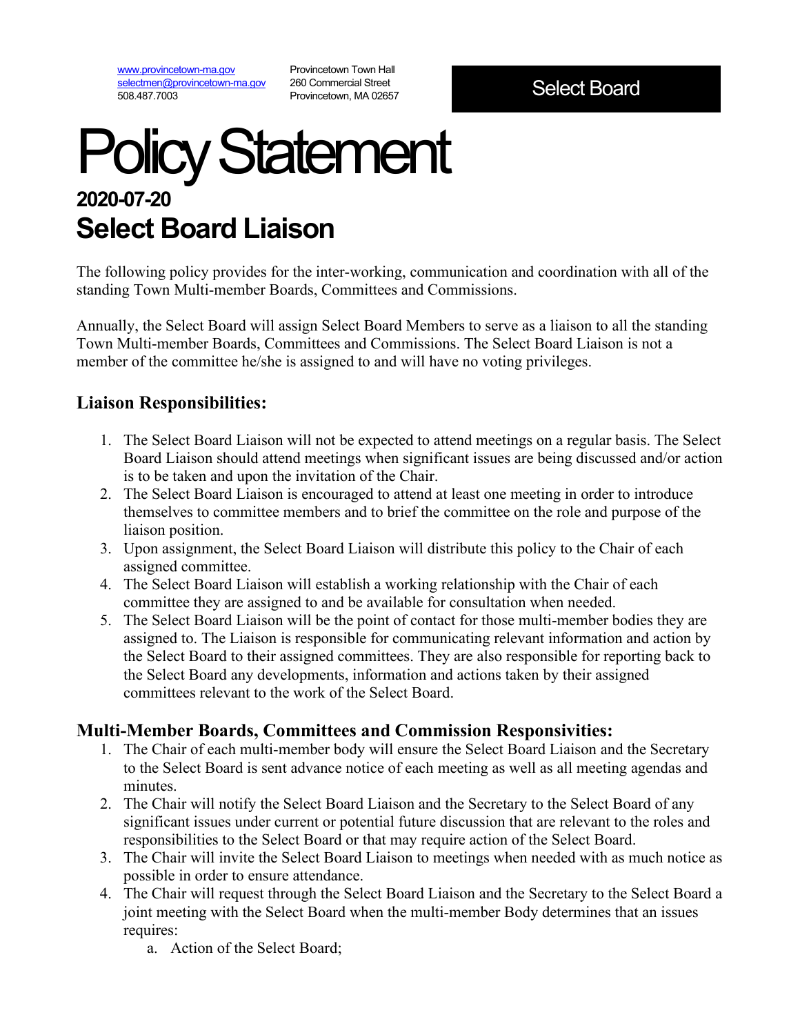www.provincetown-ma.gov
selectmen@provincetown-ma.gov
508.487.7003

Provincetown Town Hall
260 Commercial Street
Provincetown, MA 02657

Select Board

# Policy Statement

## 2020-07-20

## Select Board Liaison

The following policy provides for the inter-working, communication and coordination with all of the standing Town Multi-member Boards, Committees and Commissions.

Annually, the Select Board will assign Select Board Members to serve as a liaison to all the standing Town Multi-member Boards, Committees and Commissions. The Select Board Liaison is not a member of the committee he/she is assigned to and will have no voting privileges.

### Liaison Responsibilities:

1. The Select Board Liaison will not be expected to attend meetings on a regular basis. The Select Board Liaison should attend meetings when significant issues are being discussed and/or action is to be taken and upon the invitation of the Chair.
2. The Select Board Liaison is encouraged to attend at least one meeting in order to introduce themselves to committee members and to brief the committee on the role and purpose of the liaison position.
3. Upon assignment, the Select Board Liaison will distribute this policy to the Chair of each assigned committee.
4. The Select Board Liaison will establish a working relationship with the Chair of each committee they are assigned to and be available for consultation when needed.
5. The Select Board Liaison will be the point of contact for those multi-member bodies they are assigned to. The Liaison is responsible for communicating relevant information and action by the Select Board to their assigned committees. They are also responsible for reporting back to the Select Board any developments, information and actions taken by their assigned committees relevant to the work of the Select Board.

### Multi-Member Boards, Committees and Commission Responsivities:

1. The Chair of each multi-member body will ensure the Select Board Liaison and the Secretary to the Select Board is sent advance notice of each meeting as well as all meeting agendas and minutes.
2. The Chair will notify the Select Board Liaison and the Secretary to the Select Board of any significant issues under current or potential future discussion that are relevant to the roles and responsibilities to the Select Board or that may require action of the Select Board.
3. The Chair will invite the Select Board Liaison to meetings when needed with as much notice as possible in order to ensure attendance.
4. The Chair will request through the Select Board Liaison and the Secretary to the Select Board a joint meeting with the Select Board when the multi-member Body determines that an issues requires:
   a. Action of the Select Board;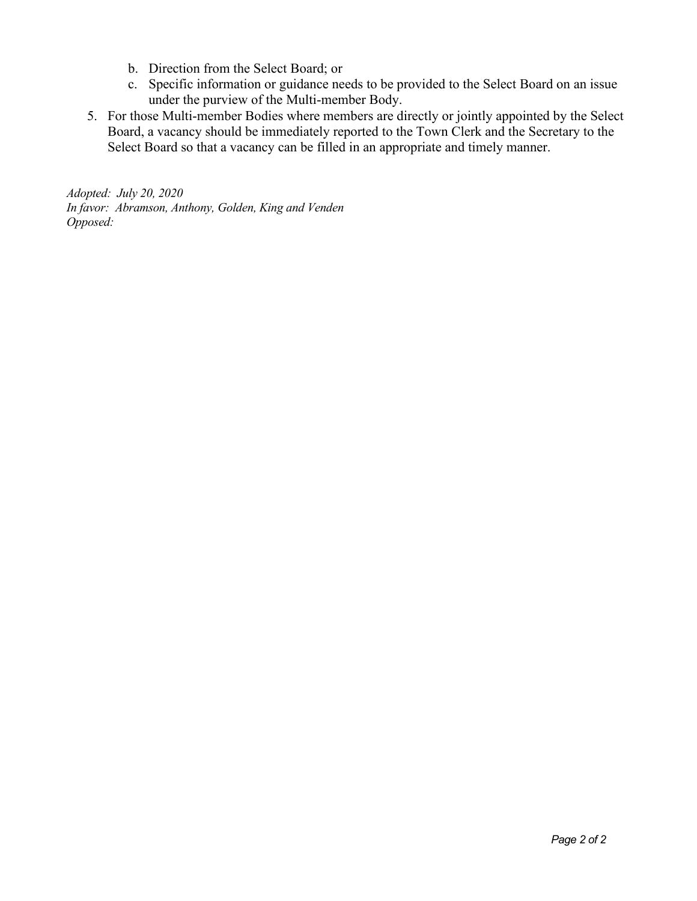b. Direction from the Select Board; or
   c. Specific information or guidance needs to be provided to the Select Board on an issue under the purview of the Multi-member Body.

5. For those Multi-member Bodies where members are directly or jointly appointed by the Select Board, a vacancy should be immediately reported to the Town Clerk and the Secretary to the Select Board so that a vacancy can be filled in an appropriate and timely manner.

*Adopted: July 20, 2020*
*In favor: Abramson, Anthony, Golden, King and Venden*
*Opposed:*